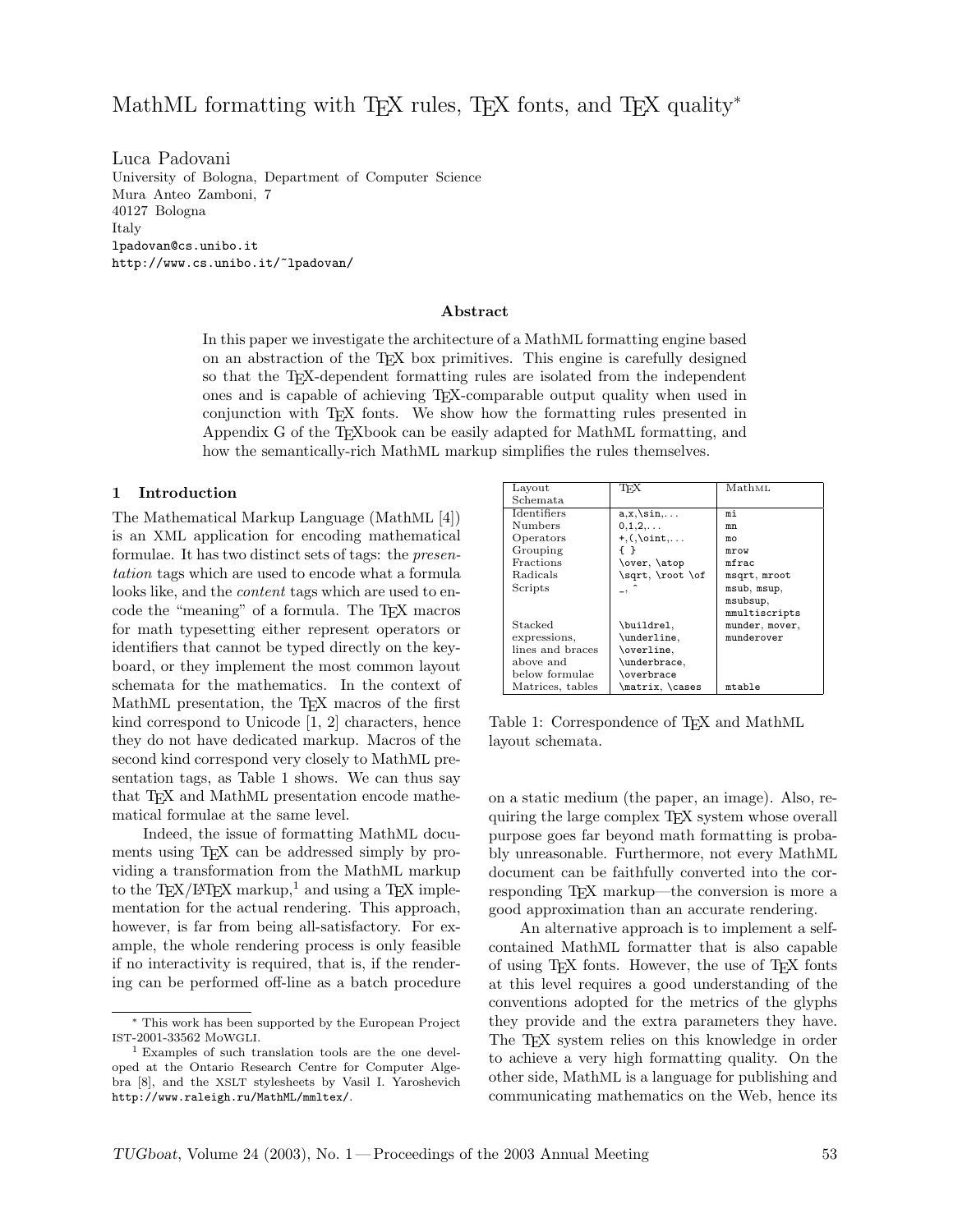# MathML formatting with TeX rules, TeX fonts, and TeX quality*

Luca Padovani
University of Bologna, Department of Computer Science
Mura Anteo Zamboni, 7
40127 Bologna
Italy
lpadovan@cs.unibo.it
http://www.cs.unibo.it/~lpadovan/

### Abstract

In this paper we investigate the architecture of a MathML formatting engine based on an abstraction of the TeX box primitives. This engine is carefully designed so that the TeX-dependent formatting rules are isolated from the independent ones and is capable of achieving TeX-comparable output quality when used in conjunction with TeX fonts. We show how the formatting rules presented in Appendix G of the TeXbook can be easily adapted for MathML formatting, and how the semantically-rich MathML markup simplifies the rules themselves.

## 1 Introduction

The Mathematical Markup Language (MathML [4]) is an XML application for encoding mathematical formulae. It has two distinct sets of tags: the *presentation* tags which are used to encode what a formula looks like, and the *content* tags which are used to encode the "meaning" of a formula. The TeX macros for math typesetting either represent operators or identifiers that cannot be typed directly on the keyboard, or they implement the most common layout schemata for the mathematics. In the context of MathML presentation, the TeX macros of the first kind correspond to Unicode [1, 2] characters, hence they do not have dedicated markup. Macros of the second kind correspond very closely to MathML presentation tags, as Table 1 shows. We can thus say that TeX and MathML presentation encode mathematical formulae at the same level.

| Layout Schemata | TeX | MathML |
|---|---|---|
| Identifiers | `a,x,\sin,...` | `mi` |
| Numbers | `0,1,2,...` | `mn` |
| Operators | `+,(,\oint,...` | `mo` |
| Grouping | `{ }` | `mrow` |
| Fractions | `\over, \atop` | `mfrac` |
| Radicals | `\sqrt, \root \of` | `msqrt, mroot` |
| Scripts | `_, ^` | `msub, msup, msubsup, mmultiscripts` |
| Stacked expressions, lines and braces above and below formulae | `\buildrel, \underline, \overline, \underbrace, \overbrace` | `munder, mover, munderover` |
| Matrices, tables | `\matrix, \cases` | `mtable` |

Table 1: Correspondence of TeX and MathML layout schemata.

Indeed, the issue of formatting MathML documents using TeX can be addressed simply by providing a transformation from the MathML markup to the TeX/LaTeX markup,[1] and using a TeX implementation for the actual rendering. This approach, however, is far from being all-satisfactory. For example, the whole rendering process is only feasible if no interactivity is required, that is, if the rendering can be performed off-line as a batch procedure on a static medium (the paper, an image). Also, requiring the large complex TeX system whose overall purpose goes far beyond math formatting is probably unreasonable. Furthermore, not every MathML document can be faithfully converted into the corresponding TeX markup—the conversion is more a good approximation than an accurate rendering.

An alternative approach is to implement a self-contained MathML formatter that is also capable of using TeX fonts. However, the use of TeX fonts at this level requires a good understanding of the conventions adopted for the metrics of the glyphs they provide and the extra parameters they have. The TeX system relies on this knowledge in order to achieve a very high formatting quality. On the other side, MathML is a language for publishing and communicating mathematics on the Web, hence its

---

* This work has been supported by the European Project IST-2001-33562 MoWGLI.

[1] Examples of such translation tools are the one developed at the Ontario Research Centre for Computer Algebra [8], and the XSLT stylesheets by Vasil I. Yaroshevich http://www.raleigh.ru/MathML/mmltex/.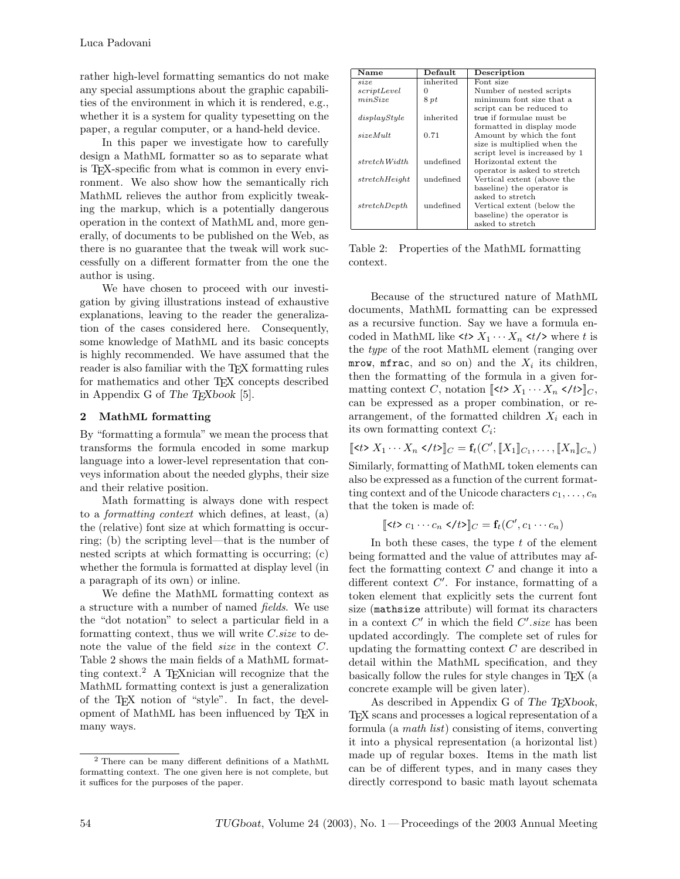rather high-level formatting semantics do not make any special assumptions about the graphic capabilities of the environment in which it is rendered, e.g., whether it is a system for quality typesetting on the paper, a regular computer, or a hand-held device.

In this paper we investigate how to carefully design a MathML formatter so as to separate what is TeX-specific from what is common in every environment. We also show how the semantically rich MathML relieves the author from explicitly tweaking the markup, which is a potentially dangerous operation in the context of MathML and, more generally, of documents to be published on the Web, as there is no guarantee that the tweak will work successfully on a different formatter from the one the author is using.

We have chosen to proceed with our investigation by giving illustrations instead of exhaustive explanations, leaving to the reader the generalization of the cases considered here. Consequently, some knowledge of MathML and its basic concepts is highly recommended. We have assumed that the reader is also familiar with the TeX formatting rules for mathematics and other TeX concepts described in Appendix G of *The TeXbook* [5].

## 2 MathML formatting

By "formatting a formula" we mean the process that transforms the formula encoded in some markup language into a lower-level representation that conveys information about the needed glyphs, their size and their relative position.

Math formatting is always done with respect to a *formatting context* which defines, at least, (a) the (relative) font size at which formatting is occurring; (b) the scripting level—that is the number of nested scripts at which formatting is occurring; (c) whether the formula is formatted at display level (in a paragraph of its own) or inline.

We define the MathML formatting context as a structure with a number of named *fields*. We use the "dot notation" to select a particular field in a formatting context, thus we will write $C.size$ to denote the value of the field *size* in the context $C$. Table 2 shows the main fields of a MathML formatting context.[2] A TeXnician will recognize that the MathML formatting context is just a generalization of the TeX notion of "style". In fact, the development of MathML has been influenced by TeX in many ways.

| Name | Default | Description |
|---|---|---|
| *size* | inherited | Font size |
| *scriptLevel* | 0 | Number of nested scripts |
| *minSize* | 8 *pt* | minimum font size that a script can be reduced to |
| *displayStyle* | inherited | `true` if formulae must be formatted in display mode |
| *sizeMult* | 0.71 | Amount by which the font size is multiplied when the script level is increased by 1 |
| *stretchWidth* | undefined | Horizontal extent the operator is asked to stretch |
| *stretchHeight* | undefined | Vertical extent (above the baseline) the operator is asked to stretch |
| *stretchDepth* | undefined | Vertical extent (below the baseline) the operator is asked to stretch |

Table 2: Properties of the MathML formatting context.

Because of the structured nature of MathML documents, MathML formatting can be expressed as a recursive function. Say we have a formula encoded in MathML like `<`$t$`>` $X_1 \cdots X_n$ `<`$t$`/>` where $t$ is the *type* of the root MathML element (ranging over `mrow`, `mfrac`, and so on) and the $X_i$ its children, then the formatting of the formula in a given formatting context $C$, notation $[\![$`<`$t$`>` $X_1 \cdots X_n$ `</`$t$`>`$]\!]_C$, can be expressed as a proper combination, or rearrangement, of the formatted children $X_i$ each in its own formatting context $C_i$:

$$[\![\texttt{<}t\texttt{>}\ X_1 \cdots X_n\ \texttt{</}t\texttt{>}]\!]_C = \mathbf{f}_t(C', [\![X_1]\!]_{C_1}, \ldots, [\![X_n]\!]_{C_n})$$

Similarly, formatting of MathML token elements can also be expressed as a function of the current formatting context and of the Unicode characters $c_1, \ldots, c_n$ that the token is made of:

$$[\![\texttt{<}t\texttt{>}\ c_1 \cdots c_n\ \texttt{</}t\texttt{>}]\!]_C = \mathbf{f}_t(C', c_1 \cdots c_n)$$

In both these cases, the type $t$ of the element being formatted and the value of attributes may affect the formatting context $C$ and change it into a different context $C'$. For instance, formatting of a token element that explicitly sets the current font size (`mathsize` attribute) will format its characters in a context $C'$ in which the field $C'.size$ has been updated accordingly. The complete set of rules for updating the formatting context $C$ are described in detail within the MathML specification, and they basically follow the rules for style changes in TeX (a concrete example will be given later).

As described in Appendix G of *The TeXbook*, TeX scans and processes a logical representation of a formula (a *math list*) consisting of items, converting it into a physical representation (a horizontal list) made up of regular boxes. Items in the math list can be of different types, and in many cases they directly correspond to basic math layout schemata

[2] There can be many different definitions of a MathML formatting context. The one given here is not complete, but it suffices for the purposes of the paper.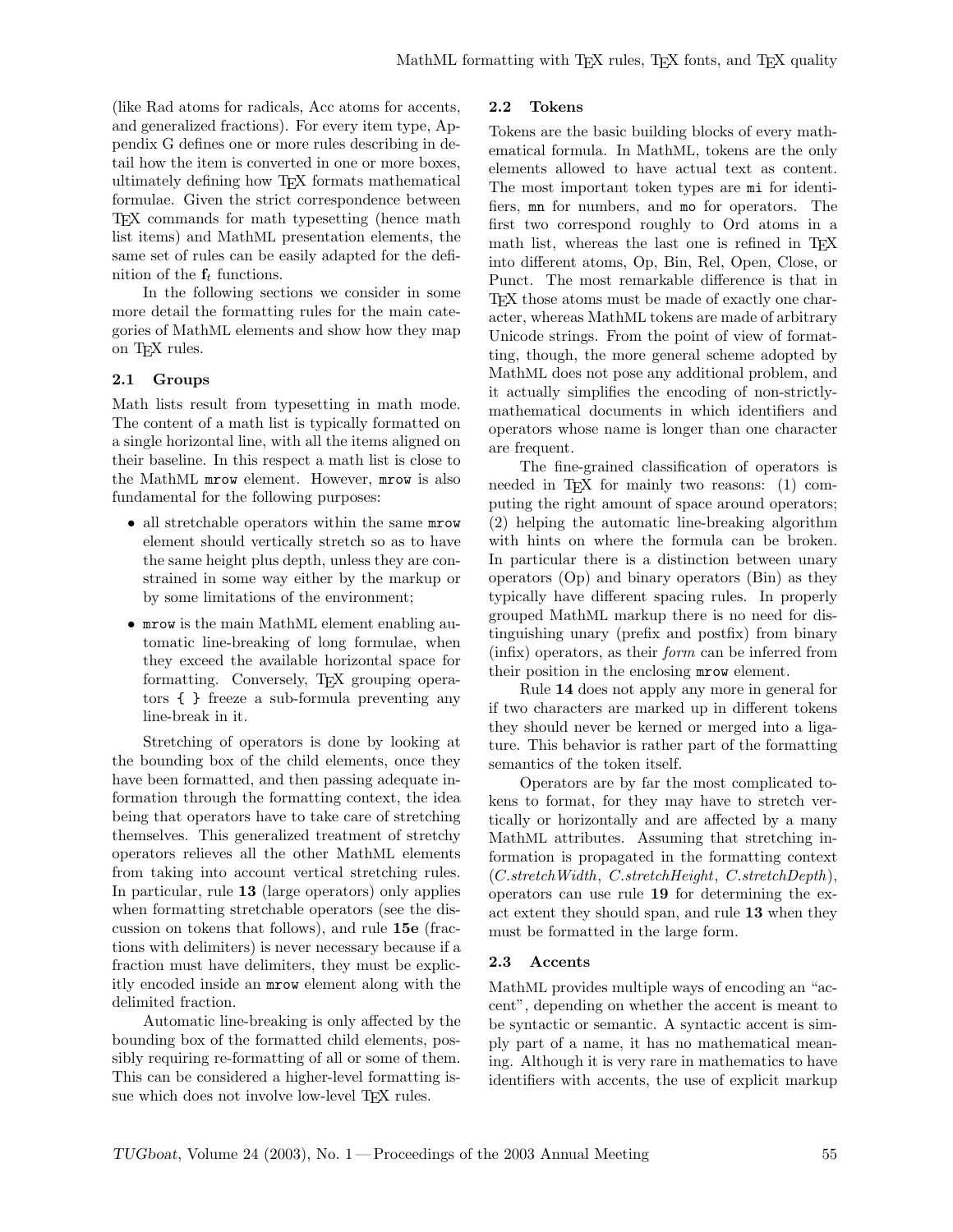(like Rad atoms for radicals, Acc atoms for accents, and generalized fractions). For every item type, Appendix G defines one or more rules describing in detail how the item is converted in one or more boxes, ultimately defining how TEX formats mathematical formulae. Given the strict correspondence between TEX commands for math typesetting (hence math list items) and MathML presentation elements, the same set of rules can be easily adapted for the definition of the $\mathbf{f}_t$ functions.

In the following sections we consider in some more detail the formatting rules for the main categories of MathML elements and show how they map on TEX rules.

### 2.1 Groups

Math lists result from typesetting in math mode. The content of a math list is typically formatted on a single horizontal line, with all the items aligned on their baseline. In this respect a math list is close to the MathML `mrow` element. However, `mrow` is also fundamental for the following purposes:

- all stretchable operators within the same `mrow` element should vertically stretch so as to have the same height plus depth, unless they are constrained in some way either by the markup or by some limitations of the environment;
- `mrow` is the main MathML element enabling automatic line-breaking of long formulae, when they exceed the available horizontal space for formatting. Conversely, TEX grouping operators `{ }` freeze a sub-formula preventing any line-break in it.

Stretching of operators is done by looking at the bounding box of the child elements, once they have been formatted, and then passing adequate information through the formatting context, the idea being that operators have to take care of stretching themselves. This generalized treatment of stretchy operators relieves all the other MathML elements from taking into account vertical stretching rules. In particular, rule **13** (large operators) only applies when formatting stretchable operators (see the discussion on tokens that follows), and rule **15e** (fractions with delimiters) is never necessary because if a fraction must have delimiters, they must be explicitly encoded inside an `mrow` element along with the delimited fraction.

Automatic line-breaking is only affected by the bounding box of the formatted child elements, possibly requiring re-formatting of all or some of them. This can be considered a higher-level formatting issue which does not involve low-level TEX rules.

### 2.2 Tokens

Tokens are the basic building blocks of every mathematical formula. In MathML, tokens are the only elements allowed to have actual text as content. The most important token types are `mi` for identifiers, `mn` for numbers, and `mo` for operators. The first two correspond roughly to Ord atoms in a math list, whereas the last one is refined in TEX into different atoms, Op, Bin, Rel, Open, Close, or Punct. The most remarkable difference is that in TEX those atoms must be made of exactly one character, whereas MathML tokens are made of arbitrary Unicode strings. From the point of view of formatting, though, the more general scheme adopted by MathML does not pose any additional problem, and it actually simplifies the encoding of non-strictly-mathematical documents in which identifiers and operators whose name is longer than one character are frequent.

The fine-grained classification of operators is needed in TEX for mainly two reasons: (1) computing the right amount of space around operators; (2) helping the automatic line-breaking algorithm with hints on where the formula can be broken. In particular there is a distinction between unary operators (Op) and binary operators (Bin) as they typically have different spacing rules. In properly grouped MathML markup there is no need for distinguishing unary (prefix and postfix) from binary (infix) operators, as their *form* can be inferred from their position in the enclosing `mrow` element.

Rule **14** does not apply any more in general for if two characters are marked up in different tokens they should never be kerned or merged into a ligature. This behavior is rather part of the formatting semantics of the token itself.

Operators are by far the most complicated tokens to format, for they may have to stretch vertically or horizontally and are affected by a many MathML attributes. Assuming that stretching information is propagated in the formatting context (*C.stretchWidth*, *C.stretchHeight*, *C.stretchDepth*), operators can use rule **19** for determining the exact extent they should span, and rule **13** when they must be formatted in the large form.

### 2.3 Accents

MathML provides multiple ways of encoding an "accent", depending on whether the accent is meant to be syntactic or semantic. A syntactic accent is simply part of a name, it has no mathematical meaning. Although it is very rare in mathematics to have identifiers with accents, the use of explicit markup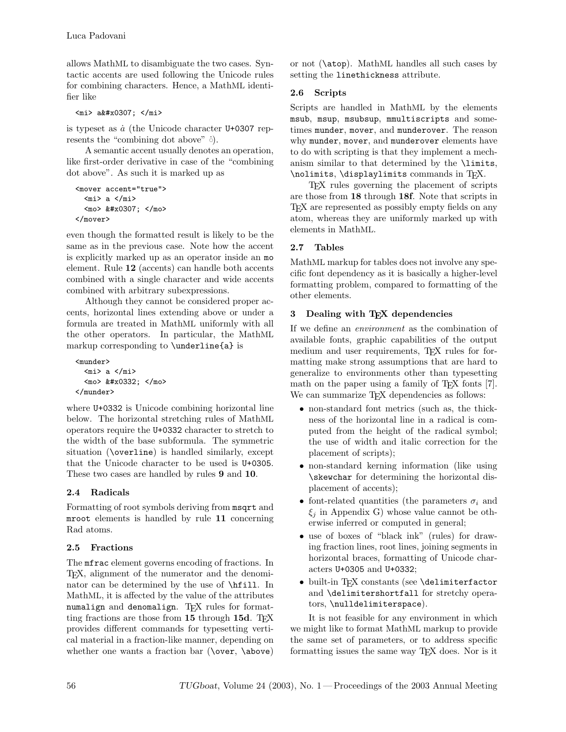allows MathML to disambiguate the two cases. Syntactic accents are used following the Unicode rules for combining characters. Hence, a MathML identifier like

```
<mi> a&#x0307; </mi>
```

is typeset as $\dot{a}$ (the Unicode character U+0307 represents the "combining dot above" ◌̇).

A semantic accent usually denotes an operation, like first-order derivative in case of the "combining dot above". As such it is marked up as

```
<mover accent="true">
  <mi> a </mi>
  <mo> &#x0307; </mo>
</mover>
```

even though the formatted result is likely to be the same as in the previous case. Note how the accent is explicitly marked up as an operator inside an mo element. Rule **12** (accents) can handle both accents combined with a single character and wide accents combined with arbitrary subexpressions.

Although they cannot be considered proper accents, horizontal lines extending above or under a formula are treated in MathML uniformly with all the other operators. In particular, the MathML markup corresponding to \underline{a} is

```
<munder>
  <mi> a </mi>
  <mo> &#x0332; </mo>
</munder>
```

where U+0332 is Unicode combining horizontal line below. The horizontal stretching rules of MathML operators require the U+0332 character to stretch to the width of the base subformula. The symmetric situation (\overline) is handled similarly, except that the Unicode character to be used is U+0305. These two cases are handled by rules **9** and **10**.

### 2.4 Radicals

Formatting of root symbols deriving from msqrt and mroot elements is handled by rule **11** concerning Rad atoms.

### 2.5 Fractions

The mfrac element governs encoding of fractions. In TEX, alignment of the numerator and the denominator can be determined by the use of \hfill. In MathML, it is affected by the value of the attributes numalign and denomalign. TEX rules for formatting fractions are those from **15** through **15d**. TEX provides different commands for typesetting vertical material in a fraction-like manner, depending on whether one wants a fraction bar (\over, \above) or not (\atop). MathML handles all such cases by setting the linethickness attribute.

### 2.6 Scripts

Scripts are handled in MathML by the elements msub, msup, msubsup, mmultiscripts and sometimes munder, mover, and munderover. The reason why munder, mover, and munderover elements have to do with scripting is that they implement a mechanism similar to that determined by the \limits, \nolimits, \displaylimits commands in TEX.

TEX rules governing the placement of scripts are those from **18** through **18f**. Note that scripts in TEX are represented as possibly empty fields on any atom, whereas they are uniformly marked up with elements in MathML.

### 2.7 Tables

MathML markup for tables does not involve any specific font dependency as it is basically a higher-level formatting problem, compared to formatting of the other elements.

## 3 Dealing with TEX dependencies

If we define an *environment* as the combination of available fonts, graphic capabilities of the output medium and user requirements, TEX rules for formatting make strong assumptions that are hard to generalize to environments other than typesetting math on the paper using a family of TEX fonts [7]. We can summarize TEX dependencies as follows:

- non-standard font metrics (such as, the thickness of the horizontal line in a radical is computed from the height of the radical symbol; the use of width and italic correction for the placement of scripts);
- non-standard kerning information (like using \skewchar for determining the horizontal displacement of accents);
- font-related quantities (the parameters $\sigma_i$ and $\xi_j$ in Appendix G) whose value cannot be otherwise inferred or computed in general;
- use of boxes of "black ink" (rules) for drawing fraction lines, root lines, joining segments in horizontal braces, formatting of Unicode characters U+0305 and U+0332;
- built-in TEX constants (see \delimiterfactor and \delimitershortfall for stretchy operators, \nulldelimiterspace).

It is not feasible for any environment in which we might like to format MathML markup to provide the same set of parameters, or to address specific formatting issues the same way TEX does. Nor is it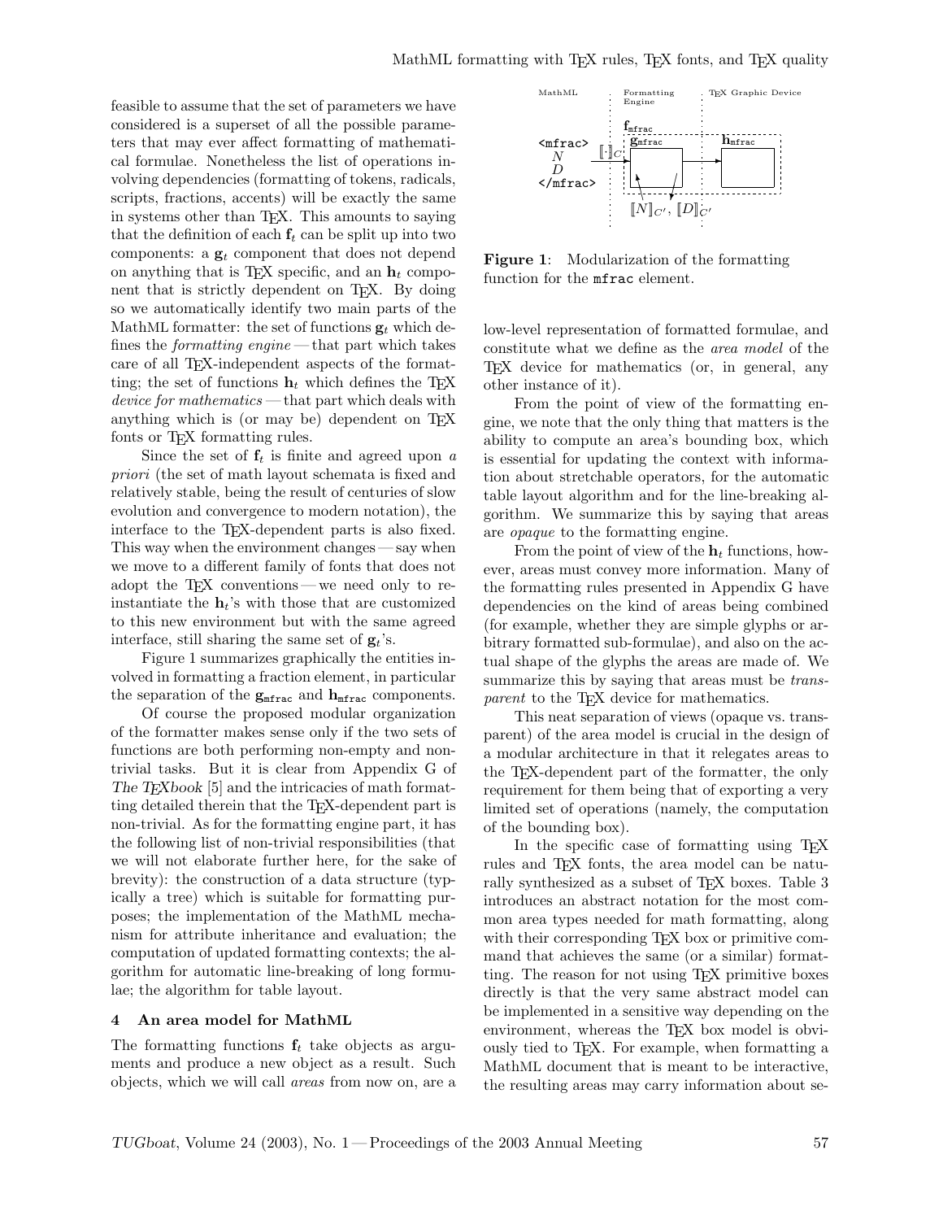feasible to assume that the set of parameters we have considered is a superset of all the possible parameters that may ever affect formatting of mathematical formulae. Nonetheless the list of operations involving dependencies (formatting of tokens, radicals, scripts, fractions, accents) will be exactly the same in systems other than TeX. This amounts to saying that the definition of each $\mathbf{f}_t$ can be split up into two components: a $\mathbf{g}_t$ component that does not depend on anything that is TeX specific, and an $\mathbf{h}_t$ component that is strictly dependent on TeX. By doing so we automatically identify two main parts of the MathML formatter: the set of functions $\mathbf{g}_t$ which defines the *formatting engine* — that part which takes care of all TeX-independent aspects of the formatting; the set of functions $\mathbf{h}_t$ which defines the TeX *device for mathematics* — that part which deals with anything which is (or may be) dependent on TeX fonts or TeX formatting rules.

Since the set of $\mathbf{f}_t$ is finite and agreed upon *a priori* (the set of math layout schemata is fixed and relatively stable, being the result of centuries of slow evolution and convergence to modern notation), the interface to the TeX-dependent parts is also fixed. This way when the environment changes — say when we move to a different family of fonts that does not adopt the TeX conventions — we need only to reinstantiate the $\mathbf{h}_t$'s with those that are customized to this new environment but with the same agreed interface, still sharing the same set of $\mathbf{g}_t$'s.

Figure 1 summarizes graphically the entities involved in formatting a fraction element, in particular the separation of the $\mathbf{g}_{\texttt{mfrac}}$ and $\mathbf{h}_{\texttt{mfrac}}$ components.

Of course the proposed modular organization of the formatter makes sense only if the two sets of functions are both performing non-empty and nontrivial tasks. But it is clear from Appendix G of *The TeXbook* [5] and the intricacies of math formatting detailed therein that the TeX-dependent part is non-trivial. As for the formatting engine part, it has the following list of non-trivial responsibilities (that we will not elaborate further here, for the sake of brevity): the construction of a data structure (typically a tree) which is suitable for formatting purposes; the implementation of the MathML mechanism for attribute inheritance and evaluation; the computation of updated formatting contexts; the algorithm for automatic line-breaking of long formulae; the algorithm for table layout.

## 4 An area model for MathML

The formatting functions $\mathbf{f}_t$ take objects as arguments and produce a new object as a result. Such objects, which we will call *areas* from now on, are a low-level representation of formatted formulae, and constitute what we define as the *area model* of the TeX device for mathematics (or, in general, any other instance of it).

**Figure 1**: Modularization of the formatting function for the `mfrac` element.

From the point of view of the formatting engine, we note that the only thing that matters is the ability to compute an area's bounding box, which is essential for updating the context with information about stretchable operators, for the automatic table layout algorithm and for the line-breaking algorithm. We summarize this by saying that areas are *opaque* to the formatting engine.

From the point of view of the $\mathbf{h}_t$ functions, however, areas must convey more information. Many of the formatting rules presented in Appendix G have dependencies on the kind of areas being combined (for example, whether they are simple glyphs or arbitrary formatted sub-formulae), and also on the actual shape of the glyphs the areas are made of. We summarize this by saying that areas must be *transparent* to the TeX device for mathematics.

This neat separation of views (opaque vs. transparent) of the area model is crucial in the design of a modular architecture in that it relegates areas to the TeX-dependent part of the formatter, the only requirement for them being that of exporting a very limited set of operations (namely, the computation of the bounding box).

In the specific case of formatting using TeX rules and TeX fonts, the area model can be naturally synthesized as a subset of TeX boxes. Table 3 introduces an abstract notation for the most common area types needed for math formatting, along with their corresponding TeX box or primitive command that achieves the same (or a similar) formatting. The reason for not using TeX primitive boxes directly is that the very same abstract model can be implemented in a sensitive way depending on the environment, whereas the TeX box model is obviously tied to TeX. For example, when formatting a MathML document that is meant to be interactive, the resulting areas may carry information about se-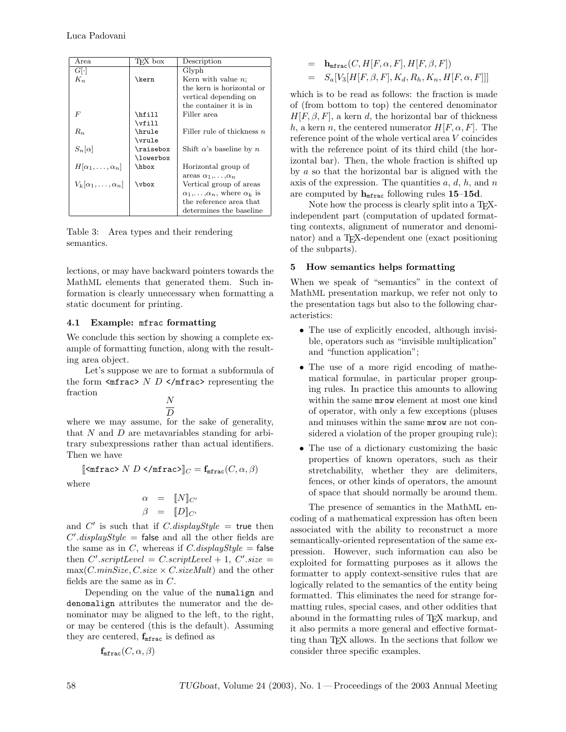| Area | TEX box | Description |
| --- | --- | --- |
| $G[\cdot]$ | | Glyph |
| $K_n$ | `\kern` | Kern with value $n$; the kern is horizontal or vertical depending on the container it is in |
| $F$ | `\hfill` `\vfill` | Filler area |
| $R_n$ | `\hrule` `\vrule` | Filler rule of thickness $n$ |
| $S_n[\alpha]$ | `\raisebox` `\lowerbox` | Shift $\alpha$'s baseline by $n$ |
| $H[\alpha_1,\ldots,\alpha_n]$ | `\hbox` | Horizontal group of areas $\alpha_1,\ldots,\alpha_n$ |
| $V_k[\alpha_1,\ldots,\alpha_n]$ | `\vbox` | Vertical group of areas $\alpha_1,\ldots,\alpha_n$, where $\alpha_k$ is the reference area that determines the baseline |

Table 3: Area types and their rendering semantics.

lections, or may have backward pointers towards the MathML elements that generated them. Such information is clearly unnecessary when formatting a static document for printing.

### 4.1 Example: mfrac formatting

We conclude this section by showing a complete example of formatting function, along with the resulting area object.

Let's suppose we are to format a subformula of the form `<mfrac>` $N$ $D$ `</mfrac>` representing the fraction

$$\frac{N}{D}$$

where we may assume, for the sake of generality, that $N$ and $D$ are metavariables standing for arbitrary subexpressions rather than actual identifiers. Then we have

$$[\![\texttt{<mfrac>}\ N\ D\ \texttt{</mfrac>}]\!]_C = \mathbf{f}_{\texttt{mfrac}}(C,\alpha,\beta)$$

where

$$\begin{aligned}\alpha &= [\![N]\!]_{C'}\\ \beta &= [\![D]\!]_{C'}\end{aligned}$$

and $C'$ is such that if $C.displayStyle = \mathsf{true}$ then $C'.displayStyle = \mathsf{false}$ and all the other fields are the same as in $C$, whereas if $C.displayStyle = \mathsf{false}$ then $C'.scriptLevel = C.scriptLevel + 1$, $C'.size = \max(C.minSize, C.size \times C.sizeMult)$ and the other fields are the same as in $C$.

Depending on the value of the `numalign` and `denomalign` attributes the numerator and the denominator may be aligned to the left, to the right, or may be centered (this is the default). Assuming they are centered, $\mathbf{f}_{\texttt{mfrac}}$ is defined as

$$\begin{aligned}&\mathbf{f}_{\texttt{mfrac}}(C,\alpha,\beta)\\ &= \mathbf{h}_{\texttt{mfrac}}(C, H[F,\alpha,F], H[F,\beta,F])\\ &= S_a[V_3[H[F,\beta,F], K_d, R_h, K_n, H[F,\alpha,F]]]\end{aligned}$$

which is to be read as follows: the fraction is made of (from bottom to top) the centered denominator $H[F,\beta,F]$, a kern $d$, the horizontal bar of thickness $h$, a kern $n$, the centered numerator $H[F,\alpha,F]$. The reference point of the whole vertical area $V$ coincides with the reference point of its third child (the horizontal bar). Then, the whole fraction is shifted up by $a$ so that the horizontal bar is aligned with the axis of the expression. The quantities $a$, $d$, $h$, and $n$ are computed by $\mathbf{h}_{\texttt{mfrac}}$ following rules **15**–**15d**.

Note how the process is clearly split into a TEX-independent part (computation of updated formatting contexts, alignment of numerator and denominator) and a TEX-dependent one (exact positioning of the subparts).

## 5 How semantics helps formatting

When we speak of "semantics" in the context of MathML presentation markup, we refer not only to the presentation tags but also to the following characteristics:

- The use of explicitly encoded, although invisible, operators such as "invisible multiplication" and "function application";
- The use of a more rigid encoding of mathematical formulae, in particular proper grouping rules. In practice this amounts to allowing within the same `mrow` element at most one kind of operator, with only a few exceptions (pluses and minuses within the same `mrow` are not considered a violation of the proper grouping rule);
- The use of a dictionary customizing the basic properties of known operators, such as their stretchability, whether they are delimiters, fences, or other kinds of operators, the amount of space that should normally be around them.

The presence of semantics in the MathML encoding of a mathematical expression has often been associated with the ability to reconstruct a more semantically-oriented representation of the same expression. However, such information can also be exploited for formatting purposes as it allows the formatter to apply context-sensitive rules that are logically related to the semantics of the entity being formatted. This eliminates the need for strange formatting rules, special cases, and other oddities that abound in the formatting rules of TEX markup, and it also permits a more general and effective formatting than TEX allows. In the sections that follow we consider three specific examples.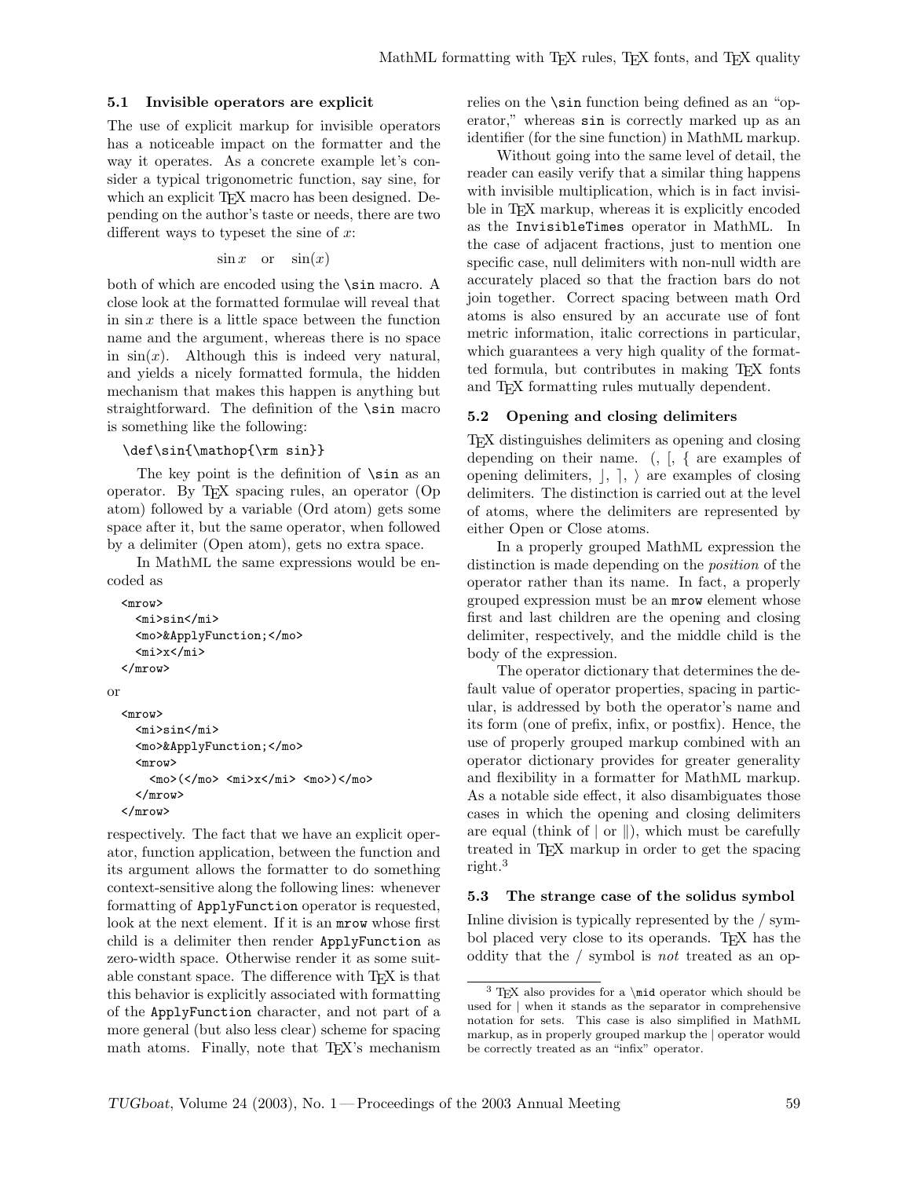### 5.1 Invisible operators are explicit

The use of explicit markup for invisible operators has a noticeable impact on the formatter and the way it operates. As a concrete example let's consider a typical trigonometric function, say sine, for which an explicit TEX macro has been designed. Depending on the author's taste or needs, there are two different ways to typeset the sine of $x$:

$$\sin x \quad \text{or} \quad \sin(x)$$

both of which are encoded using the `\sin` macro. A close look at the formatted formulae will reveal that in $\sin x$ there is a little space between the function name and the argument, whereas there is no space in $\sin(x)$. Although this is indeed very natural, and yields a nicely formatted formula, the hidden mechanism that makes this happen is anything but straightforward. The definition of the `\sin` macro is something like the following:

```
\def\sin{\mathop{\rm sin}}
```

The key point is the definition of `\sin` as an operator. By TEX spacing rules, an operator (Op atom) followed by a variable (Ord atom) gets some space after it, but the same operator, when followed by a delimiter (Open atom), gets no extra space.

In MathML the same expressions would be encoded as

```
<mrow>
  <mi>sin</mi>
  <mo>&ApplyFunction;</mo>
  <mi>x</mi>
</mrow>
```

or

```
<mrow>
  <mi>sin</mi>
  <mo>&ApplyFunction;</mo>
  <mrow>
    <mo>(</mo> <mi>x</mi> <mo>)</mo>
  </mrow>
</mrow>
```

respectively. The fact that we have an explicit operator, function application, between the function and its argument allows the formatter to do something context-sensitive along the following lines: whenever formatting of `ApplyFunction` operator is requested, look at the next element. If it is an `mrow` whose first child is a delimiter then render `ApplyFunction` as zero-width space. Otherwise render it as some suitable constant space. The difference with TEX is that this behavior is explicitly associated with formatting of the `ApplyFunction` character, and not part of a more general (but also less clear) scheme for spacing math atoms. Finally, note that TEX's mechanism relies on the `\sin` function being defined as an "operator," whereas `sin` is correctly marked up as an identifier (for the sine function) in MathML markup.

Without going into the same level of detail, the reader can easily verify that a similar thing happens with invisible multiplication, which is in fact invisible in TEX markup, whereas it is explicitly encoded as the `InvisibleTimes` operator in MathML. In the case of adjacent fractions, just to mention one specific case, null delimiters with non-null width are accurately placed so that the fraction bars do not join together. Correct spacing between math Ord atoms is also ensured by an accurate use of font metric information, italic corrections in particular, which guarantees a very high quality of the formatted formula, but contributes in making TEX fonts and TEX formatting rules mutually dependent.

### 5.2 Opening and closing delimiters

TEX distinguishes delimiters as opening and closing depending on their name. (, [, { are examples of opening delimiters, ⌋, ⌉, ⟩ are examples of closing delimiters. The distinction is carried out at the level of atoms, where the delimiters are represented by either Open or Close atoms.

In a properly grouped MathML expression the distinction is made depending on the *position* of the operator rather than its name. In fact, a properly grouped expression must be an `mrow` element whose first and last children are the opening and closing delimiter, respectively, and the middle child is the body of the expression.

The operator dictionary that determines the default value of operator properties, spacing in particular, is addressed by both the operator's name and its form (one of prefix, infix, or postfix). Hence, the use of properly grouped markup combined with an operator dictionary provides for greater generality and flexibility in a formatter for MathML markup. As a notable side effect, it also disambiguates those cases in which the opening and closing delimiters are equal (think of | or ‖), which must be carefully treated in TEX markup in order to get the spacing right.[3]

### 5.3 The strange case of the solidus symbol

Inline division is typically represented by the / symbol placed very close to its operands. TEX has the oddity that the / symbol is *not* treated as an op-

[3] TEX also provides for a `\mid` operator which should be used for | when it stands as the separator in comprehensive notation for sets. This case is also simplified in MathML markup, as in properly grouped markup the | operator would be correctly treated as an "infix" operator.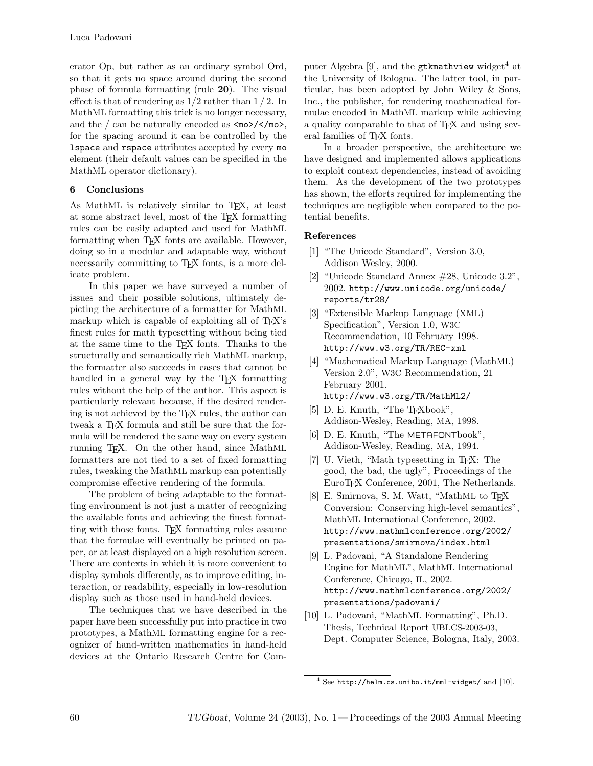erator Op, but rather as an ordinary symbol Ord, so that it gets no space around during the second phase of formula formatting (rule **20**). The visual effect is that of rendering as 1/2 rather than 1 / 2. In MathML formatting this trick is no longer necessary, and the / can be naturally encoded as `<mo>/</mo>`, for the spacing around it can be controlled by the `lspace` and `rspace` attributes accepted by every `mo` element (their default values can be specified in the MathML operator dictionary).

## 6 Conclusions

As MathML is relatively similar to TeX, at least at some abstract level, most of the TeX formatting rules can be easily adapted and used for MathML formatting when TeX fonts are available. However, doing so in a modular and adaptable way, without necessarily committing to TeX fonts, is a more delicate problem.

In this paper we have surveyed a number of issues and their possible solutions, ultimately depicting the architecture of a formatter for MathML markup which is capable of exploiting all of TeX's finest rules for math typesetting without being tied at the same time to the TeX fonts. Thanks to the structurally and semantically rich MathML markup, the formatter also succeeds in cases that cannot be handled in a general way by the TeX formatting rules without the help of the author. This aspect is particularly relevant because, if the desired rendering is not achieved by the TeX rules, the author can tweak a TeX formula and still be sure that the formula will be rendered the same way on every system running TeX. On the other hand, since MathML formatters are not tied to a set of fixed formatting rules, tweaking the MathML markup can potentially compromise effective rendering of the formula.

The problem of being adaptable to the formatting environment is not just a matter of recognizing the available fonts and achieving the finest formatting with those fonts. TeX formatting rules assume that the formulae will eventually be printed on paper, or at least displayed on a high resolution screen. There are contexts in which it is more convenient to display symbols differently, as to improve editing, interaction, or readability, especially in low-resolution display such as those used in hand-held devices.

The techniques that we have described in the paper have been successfully put into practice in two prototypes, a MathML formatting engine for a recognizer of hand-written mathematics in hand-held devices at the Ontario Research Centre for Computer Algebra [9], and the `gtkmathview` widget[4] at the University of Bologna. The latter tool, in particular, has been adopted by John Wiley & Sons, Inc., the publisher, for rendering mathematical formulae encoded in MathML markup while achieving a quality comparable to that of TeX and using several families of TeX fonts.

In a broader perspective, the architecture we have designed and implemented allows applications to exploit context dependencies, instead of avoiding them. As the development of the two prototypes has shown, the efforts required for implementing the techniques are negligible when compared to the potential benefits.

### References

[1] "The Unicode Standard", Version 3.0, Addison Wesley, 2000.

[2] "Unicode Standard Annex #28, Unicode 3.2", 2002. `http://www.unicode.org/unicode/reports/tr28/`

[3] "Extensible Markup Language (XML) Specification", Version 1.0, W3C Recommendation, 10 February 1998. `http://www.w3.org/TR/REC-xml`

[4] "Mathematical Markup Language (MathML) Version 2.0", W3C Recommendation, 21 February 2001. `http://www.w3.org/TR/MathML2/`

[5] D. E. Knuth, "The TeXbook", Addison-Wesley, Reading, MA, 1998.

[6] D. E. Knuth, "The METAFONTbook", Addison-Wesley, Reading, MA, 1994.

[7] U. Vieth, "Math typesetting in TeX: The good, the bad, the ugly", Proceedings of the EuroTeX Conference, 2001, The Netherlands.

[8] E. Smirnova, S. M. Watt, "MathML to TeX Conversion: Conserving high-level semantics", MathML International Conference, 2002. `http://www.mathmlconference.org/2002/presentations/smirnova/index.html`

[9] L. Padovani, "A Standalone Rendering Engine for MathML", MathML International Conference, Chicago, IL, 2002. `http://www.mathmlconference.org/2002/presentations/padovani/`

[10] L. Padovani, "MathML Formatting", Ph.D. Thesis, Technical Report UBLCS-2003-03, Dept. Computer Science, Bologna, Italy, 2003.

---

[4] See `http://helm.cs.unibo.it/mml-widget/` and [10].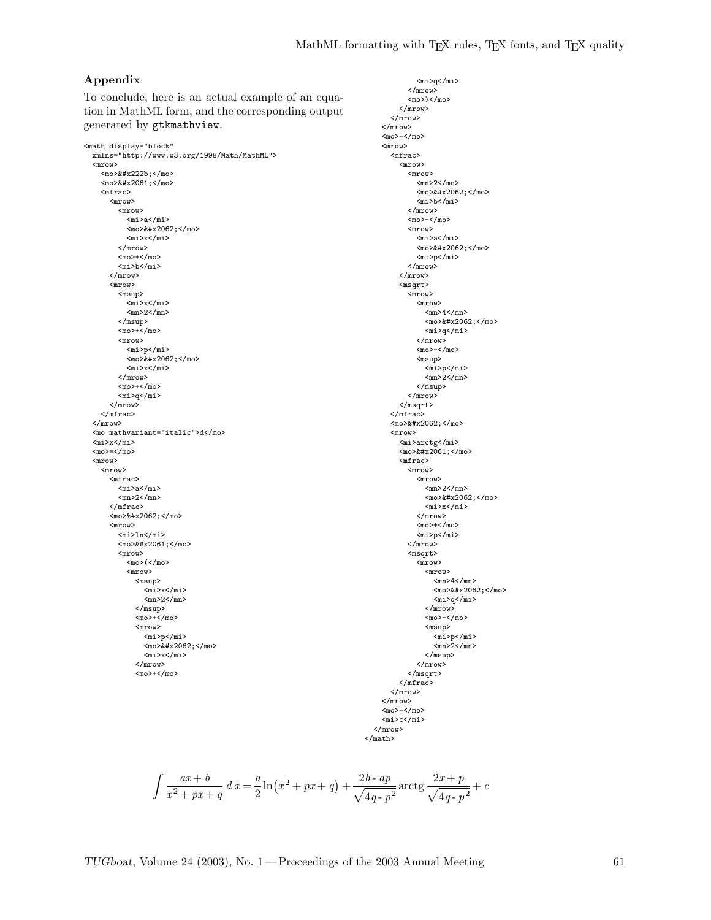## Appendix

To conclude, here is an actual example of an equation in MathML form, and the corresponding output generated by `gtkmathview`.

```
<math display="block"
  xmlns="http://www.w3.org/1998/Math/MathML">
  <mrow>
    <mo>&#x222b;</mo>
    <mo>&#x2061;</mo>
    <mfrac>
      <mrow>
        <mrow>
          <mi>a</mi>
          <mo>&#x2062;</mo>
          <mi>x</mi>
        </mrow>
        <mo>+</mo>
        <mi>b</mi>
      </mrow>
      <mrow>
        <msup>
          <mi>x</mi>
          <mn>2</mn>
        </msup>
        <mo>+</mo>
        <mrow>
          <mi>p</mi>
          <mo>&#x2062;</mo>
          <mi>x</mi>
        </mrow>
        <mo>+</mo>
        <mi>q</mi>
      </mrow>
    </mfrac>
  </mrow>
  <mo mathvariant="italic">d</mo>
  <mi>x</mi>
  <mo>=</mo>
  <mrow>
    <mrow>
      <mfrac>
        <mi>a</mi>
        <mn>2</mn>
      </mfrac>
      <mo>&#x2062;</mo>
      <mrow>
        <mi>ln</mi>
        <mo>&#x2061;</mo>
        <mrow>
          <mo>(</mo>
          <mrow>
            <msup>
              <mi>x</mi>
              <mn>2</mn>
            </msup>
            <mo>+</mo>
            <mrow>
              <mi>p</mi>
              <mo>&#x2062;</mo>
              <mi>x</mi>
            </mrow>
            <mo>+</mo>
            <mi>q</mi>
          </mrow>
          <mo>)</mo>
        </mrow>
      </mrow>
    </mrow>
    <mo>+</mo>
    <mrow>
      <mfrac>
        <mrow>
          <mrow>
            <mn>2</mn>
            <mo>&#x2062;</mo>
            <mi>b</mi>
          </mrow>
          <mo>-</mo>
          <mrow>
            <mi>a</mi>
            <mo>&#x2062;</mo>
            <mi>p</mi>
          </mrow>
        </mrow>
        <msqrt>
          <mrow>
            <mrow>
              <mn>4</mn>
              <mo>&#x2062;</mo>
              <mi>q</mi>
            </mrow>
            <mo>-</mo>
            <msup>
              <mi>p</mi>
              <mn>2</mn>
            </msup>
          </mrow>
        </msqrt>
      </mfrac>
      <mo>&#x2062;</mo>
      <mrow>
        <mi>arctg</mi>
        <mo>&#x2061;</mo>
        <mfrac>
          <mrow>
            <mrow>
              <mn>2</mn>
              <mo>&#x2062;</mo>
              <mi>x</mi>
            </mrow>
            <mo>+</mo>
            <mi>p</mi>
          </mrow>
          <msqrt>
            <mrow>
              <mrow>
                <mn>4</mn>
                <mo>&#x2062;</mo>
                <mi>q</mi>
              </mrow>
              <mo>-</mo>
              <msup>
                <mi>p</mi>
                <mn>2</mn>
              </msup>
            </mrow>
          </msqrt>
        </mfrac>
      </mrow>
    </mrow>
    <mo>+</mo>
    <mi>c</mi>
  </mrow>
</math>
```

$$\int \frac{ax+b}{x^2+px+q}\,d\,x = \frac{a}{2}\ln\left(x^2+px+q\right) + \frac{2b-ap}{\sqrt{4q-p^2}}\operatorname{arctg}\frac{2x+p}{\sqrt{4q-p^2}} + c$$